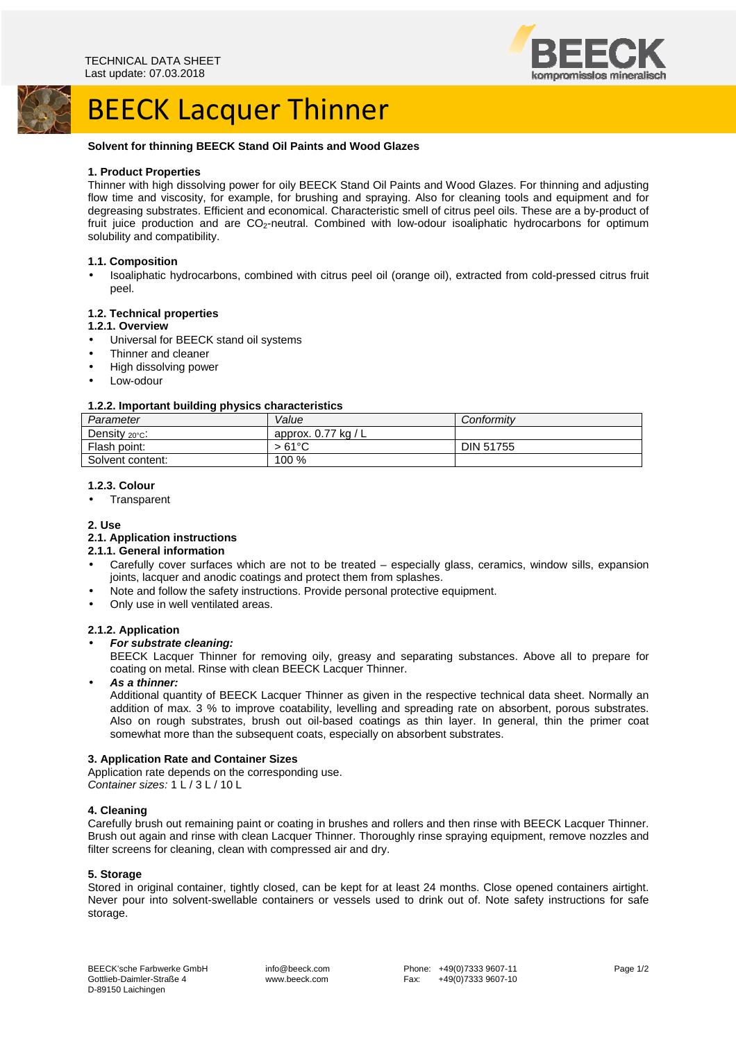TECHNICAL DATA SHEET
Last update: 07.03.2018

# BEECK Lacquer Thinner

**Solvent for thinning BEECK Stand Oil Paints and Wood Glazes**

## 1. Product Properties

Thinner with high dissolving power for oily BEECK Stand Oil Paints and Wood Glazes. For thinning and adjusting flow time and viscosity, for example, for brushing and spraying. Also for cleaning tools and equipment and for degreasing substrates. Efficient and economical. Characteristic smell of citrus peel oils. These are a by-product of fruit juice production and are $CO_2$-neutral. Combined with low-odour isoaliphatic hydrocarbons for optimum solubility and compatibility.

### 1.1. Composition

- Isoaliphatic hydrocarbons, combined with citrus peel oil (orange oil), extracted from cold-pressed citrus fruit peel.

### 1.2. Technical properties

#### 1.2.1. Overview

- Universal for BEECK stand oil systems
- Thinner and cleaner
- High dissolving power
- Low-odour

#### 1.2.2. Important building physics characteristics

| *Parameter* | *Value* | *Conformity* |
|---|---|---|
| Density $_{20°C}$: | approx. 0.77 kg / L | |
| Flash point: | > 61°C | DIN 51755 |
| Solvent content: | 100 % | |

#### 1.2.3. Colour

- Transparent

## 2. Use

### 2.1. Application instructions

#### 2.1.1. General information

- Carefully cover surfaces which are not to be treated – especially glass, ceramics, window sills, expansion joints, lacquer and anodic coatings and protect them from splashes.
- Note and follow the safety instructions. Provide personal protective equipment.
- Only use in well ventilated areas.

#### 2.1.2. Application

- ***For substrate cleaning:***
  BEECK Lacquer Thinner for removing oily, greasy and separating substances. Above all to prepare for coating on metal. Rinse with clean BEECK Lacquer Thinner.
- ***As a thinner:***
  Additional quantity of BEECK Lacquer Thinner as given in the respective technical data sheet. Normally an addition of max. 3 % to improve coatability, levelling and spreading rate on absorbent, porous substrates. Also on rough substrates, brush out oil-based coatings as thin layer. In general, thin the primer coat somewhat more than the subsequent coats, especially on absorbent substrates.

## 3. Application Rate and Container Sizes

Application rate depends on the corresponding use.
*Container sizes:* 1 L / 3 L / 10 L

## 4. Cleaning

Carefully brush out remaining paint or coating in brushes and rollers and then rinse with BEECK Lacquer Thinner. Brush out again and rinse with clean Lacquer Thinner. Thoroughly rinse spraying equipment, remove nozzles and filter screens for cleaning, clean with compressed air and dry.

## 5. Storage

Stored in original container, tightly closed, can be kept for at least 24 months. Close opened containers airtight. Never pour into solvent-swellable containers or vessels used to drink out of. Note safety instructions for safe storage.

BEECK'sche Farbwerke GmbH
Gottlieb-Daimler-Straße 4
D-89150 Laichingen

info@beeck.com
www.beeck.com

Phone: +49(0)7333 9607-11
Fax: +49(0)7333 9607-10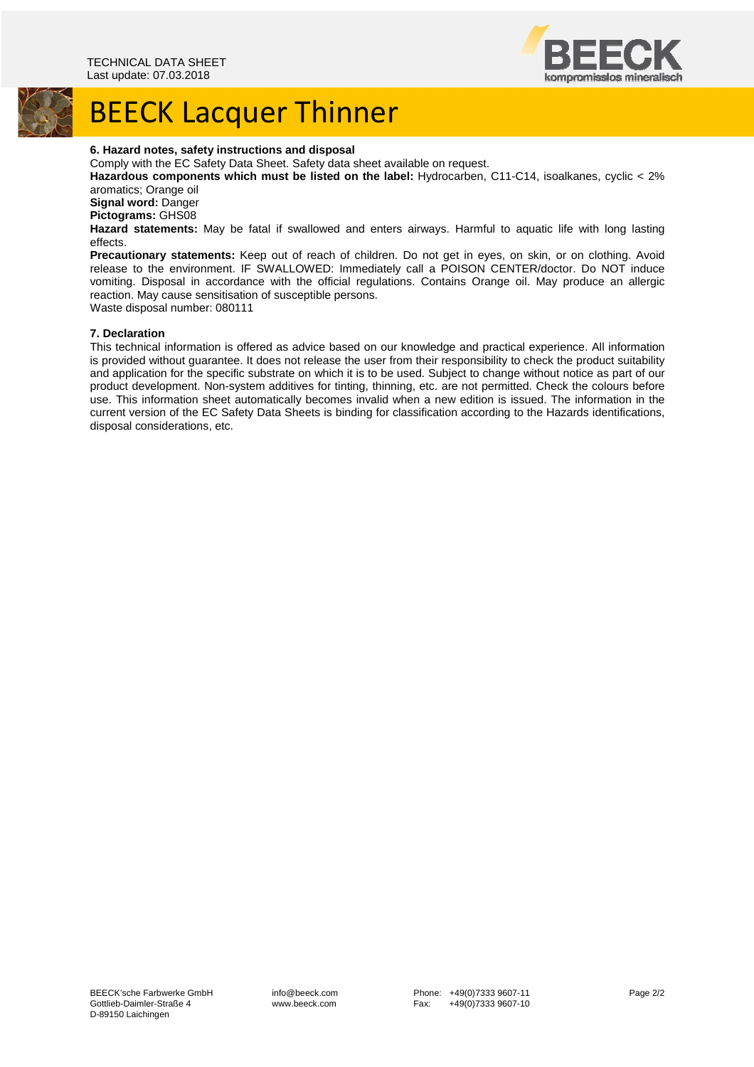# BEECK Lacquer Thinner

### 6. Hazard notes, safety instructions and disposal

Comply with the EC Safety Data Sheet. Safety data sheet available on request.

**Hazardous components which must be listed on the label:** Hydrocarben, C11-C14, isoalkanes, cyclic < 2% aromatics; Orange oil

**Signal word:** Danger

**Pictograms:** GHS08

**Hazard statements:** May be fatal if swallowed and enters airways. Harmful to aquatic life with long lasting effects.

**Precautionary statements:** Keep out of reach of children. Do not get in eyes, on skin, or on clothing. Avoid release to the environment. IF SWALLOWED: Immediately call a POISON CENTER/doctor. Do NOT induce vomiting. Disposal in accordance with the official regulations. Contains Orange oil. May produce an allergic reaction. May cause sensitisation of susceptible persons.

Waste disposal number: 080111

### 7. Declaration

This technical information is offered as advice based on our knowledge and practical experience. All information is provided without guarantee. It does not release the user from their responsibility to check the product suitability and application for the specific substrate on which it is to be used. Subject to change without notice as part of our product development. Non-system additives for tinting, thinning, etc. are not permitted. Check the colours before use. This information sheet automatically becomes invalid when a new edition is issued. The information in the current version of the EC Safety Data Sheets is binding for classification according to the Hazards identifications, disposal considerations, etc.